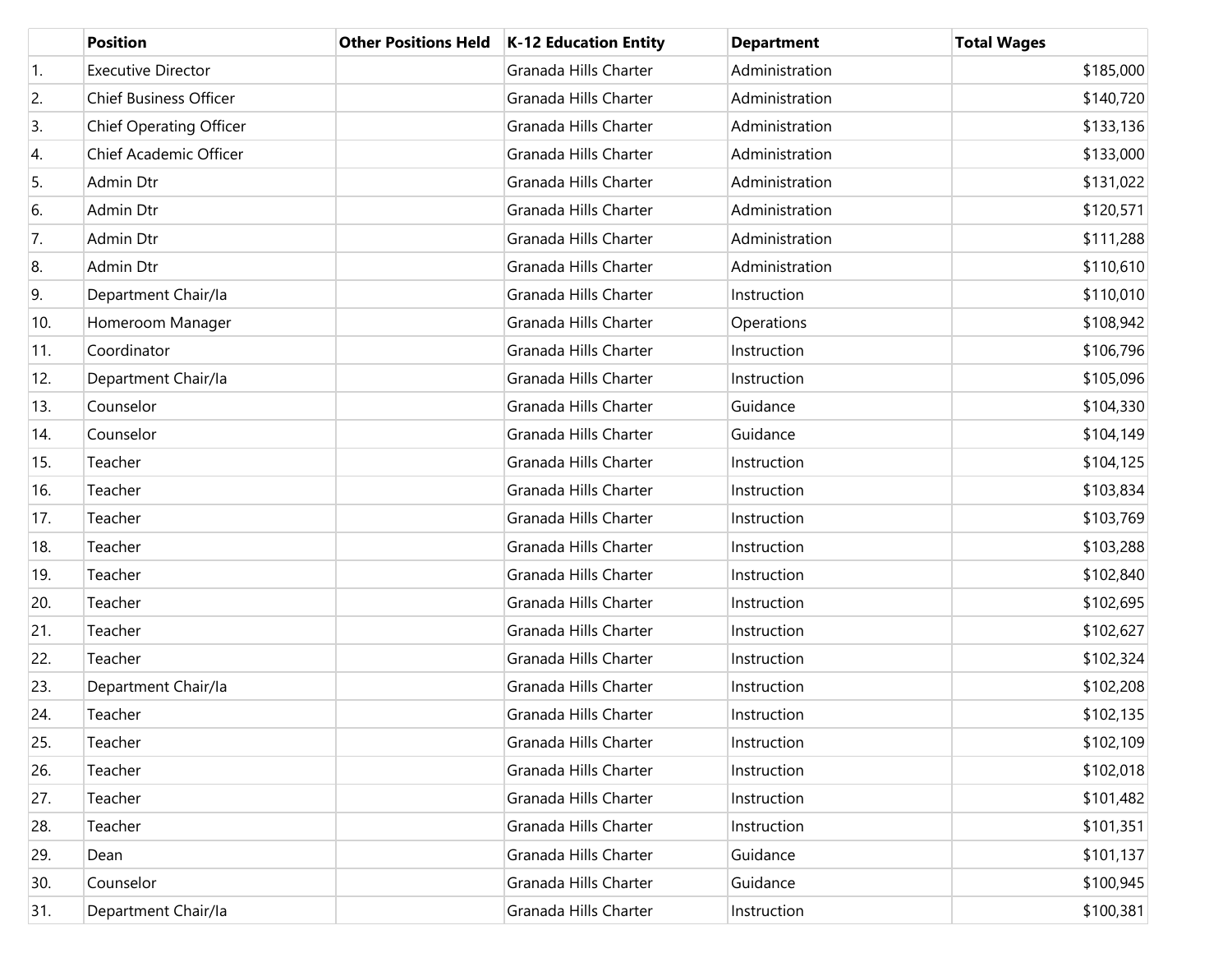| | Position | Other Positions Held | K-12 Education Entity | Department | Total Wages |
|---|---|---|---|---|---|
| 1. | Executive Director | | Granada Hills Charter | Administration | $185,000 |
| 2. | Chief Business Officer | | Granada Hills Charter | Administration | $140,720 |
| 3. | Chief Operating Officer | | Granada Hills Charter | Administration | $133,136 |
| 4. | Chief Academic Officer | | Granada Hills Charter | Administration | $133,000 |
| 5. | Admin Dtr | | Granada Hills Charter | Administration | $131,022 |
| 6. | Admin Dtr | | Granada Hills Charter | Administration | $120,571 |
| 7. | Admin Dtr | | Granada Hills Charter | Administration | $111,288 |
| 8. | Admin Dtr | | Granada Hills Charter | Administration | $110,610 |
| 9. | Department Chair/Ia | | Granada Hills Charter | Instruction | $110,010 |
| 10. | Homeroom Manager | | Granada Hills Charter | Operations | $108,942 |
| 11. | Coordinator | | Granada Hills Charter | Instruction | $106,796 |
| 12. | Department Chair/Ia | | Granada Hills Charter | Instruction | $105,096 |
| 13. | Counselor | | Granada Hills Charter | Guidance | $104,330 |
| 14. | Counselor | | Granada Hills Charter | Guidance | $104,149 |
| 15. | Teacher | | Granada Hills Charter | Instruction | $104,125 |
| 16. | Teacher | | Granada Hills Charter | Instruction | $103,834 |
| 17. | Teacher | | Granada Hills Charter | Instruction | $103,769 |
| 18. | Teacher | | Granada Hills Charter | Instruction | $103,288 |
| 19. | Teacher | | Granada Hills Charter | Instruction | $102,840 |
| 20. | Teacher | | Granada Hills Charter | Instruction | $102,695 |
| 21. | Teacher | | Granada Hills Charter | Instruction | $102,627 |
| 22. | Teacher | | Granada Hills Charter | Instruction | $102,324 |
| 23. | Department Chair/Ia | | Granada Hills Charter | Instruction | $102,208 |
| 24. | Teacher | | Granada Hills Charter | Instruction | $102,135 |
| 25. | Teacher | | Granada Hills Charter | Instruction | $102,109 |
| 26. | Teacher | | Granada Hills Charter | Instruction | $102,018 |
| 27. | Teacher | | Granada Hills Charter | Instruction | $101,482 |
| 28. | Teacher | | Granada Hills Charter | Instruction | $101,351 |
| 29. | Dean | | Granada Hills Charter | Guidance | $101,137 |
| 30. | Counselor | | Granada Hills Charter | Guidance | $100,945 |
| 31. | Department Chair/Ia | | Granada Hills Charter | Instruction | $100,381 |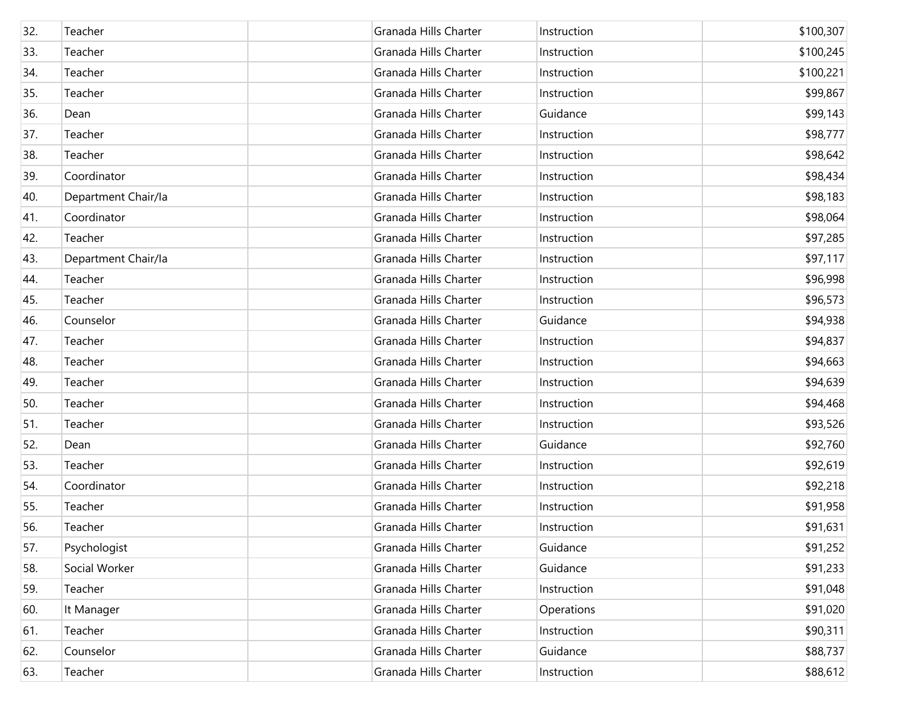| | | | | | |
|---|---|---|---|---|---|
| 32. | Teacher | | Granada Hills Charter | Instruction | $100,307 |
| 33. | Teacher | | Granada Hills Charter | Instruction | $100,245 |
| 34. | Teacher | | Granada Hills Charter | Instruction | $100,221 |
| 35. | Teacher | | Granada Hills Charter | Instruction | $99,867 |
| 36. | Dean | | Granada Hills Charter | Guidance | $99,143 |
| 37. | Teacher | | Granada Hills Charter | Instruction | $98,777 |
| 38. | Teacher | | Granada Hills Charter | Instruction | $98,642 |
| 39. | Coordinator | | Granada Hills Charter | Instruction | $98,434 |
| 40. | Department Chair/Ia | | Granada Hills Charter | Instruction | $98,183 |
| 41. | Coordinator | | Granada Hills Charter | Instruction | $98,064 |
| 42. | Teacher | | Granada Hills Charter | Instruction | $97,285 |
| 43. | Department Chair/Ia | | Granada Hills Charter | Instruction | $97,117 |
| 44. | Teacher | | Granada Hills Charter | Instruction | $96,998 |
| 45. | Teacher | | Granada Hills Charter | Instruction | $96,573 |
| 46. | Counselor | | Granada Hills Charter | Guidance | $94,938 |
| 47. | Teacher | | Granada Hills Charter | Instruction | $94,837 |
| 48. | Teacher | | Granada Hills Charter | Instruction | $94,663 |
| 49. | Teacher | | Granada Hills Charter | Instruction | $94,639 |
| 50. | Teacher | | Granada Hills Charter | Instruction | $94,468 |
| 51. | Teacher | | Granada Hills Charter | Instruction | $93,526 |
| 52. | Dean | | Granada Hills Charter | Guidance | $92,760 |
| 53. | Teacher | | Granada Hills Charter | Instruction | $92,619 |
| 54. | Coordinator | | Granada Hills Charter | Instruction | $92,218 |
| 55. | Teacher | | Granada Hills Charter | Instruction | $91,958 |
| 56. | Teacher | | Granada Hills Charter | Instruction | $91,631 |
| 57. | Psychologist | | Granada Hills Charter | Guidance | $91,252 |
| 58. | Social Worker | | Granada Hills Charter | Guidance | $91,233 |
| 59. | Teacher | | Granada Hills Charter | Instruction | $91,048 |
| 60. | It Manager | | Granada Hills Charter | Operations | $91,020 |
| 61. | Teacher | | Granada Hills Charter | Instruction | $90,311 |
| 62. | Counselor | | Granada Hills Charter | Guidance | $88,737 |
| 63. | Teacher | | Granada Hills Charter | Instruction | $88,612 |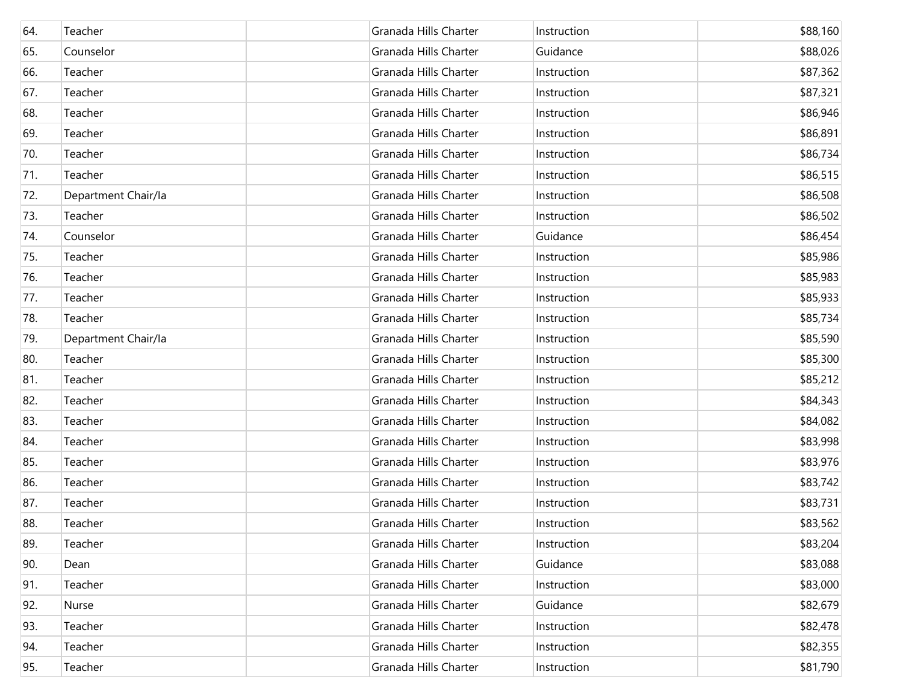| | | | | | |
|---|---|---|---|---|---|
| 64. | Teacher | | Granada Hills Charter | Instruction | $88,160 |
| 65. | Counselor | | Granada Hills Charter | Guidance | $88,026 |
| 66. | Teacher | | Granada Hills Charter | Instruction | $87,362 |
| 67. | Teacher | | Granada Hills Charter | Instruction | $87,321 |
| 68. | Teacher | | Granada Hills Charter | Instruction | $86,946 |
| 69. | Teacher | | Granada Hills Charter | Instruction | $86,891 |
| 70. | Teacher | | Granada Hills Charter | Instruction | $86,734 |
| 71. | Teacher | | Granada Hills Charter | Instruction | $86,515 |
| 72. | Department Chair/Ia | | Granada Hills Charter | Instruction | $86,508 |
| 73. | Teacher | | Granada Hills Charter | Instruction | $86,502 |
| 74. | Counselor | | Granada Hills Charter | Guidance | $86,454 |
| 75. | Teacher | | Granada Hills Charter | Instruction | $85,986 |
| 76. | Teacher | | Granada Hills Charter | Instruction | $85,983 |
| 77. | Teacher | | Granada Hills Charter | Instruction | $85,933 |
| 78. | Teacher | | Granada Hills Charter | Instruction | $85,734 |
| 79. | Department Chair/Ia | | Granada Hills Charter | Instruction | $85,590 |
| 80. | Teacher | | Granada Hills Charter | Instruction | $85,300 |
| 81. | Teacher | | Granada Hills Charter | Instruction | $85,212 |
| 82. | Teacher | | Granada Hills Charter | Instruction | $84,343 |
| 83. | Teacher | | Granada Hills Charter | Instruction | $84,082 |
| 84. | Teacher | | Granada Hills Charter | Instruction | $83,998 |
| 85. | Teacher | | Granada Hills Charter | Instruction | $83,976 |
| 86. | Teacher | | Granada Hills Charter | Instruction | $83,742 |
| 87. | Teacher | | Granada Hills Charter | Instruction | $83,731 |
| 88. | Teacher | | Granada Hills Charter | Instruction | $83,562 |
| 89. | Teacher | | Granada Hills Charter | Instruction | $83,204 |
| 90. | Dean | | Granada Hills Charter | Guidance | $83,088 |
| 91. | Teacher | | Granada Hills Charter | Instruction | $83,000 |
| 92. | Nurse | | Granada Hills Charter | Guidance | $82,679 |
| 93. | Teacher | | Granada Hills Charter | Instruction | $82,478 |
| 94. | Teacher | | Granada Hills Charter | Instruction | $82,355 |
| 95. | Teacher | | Granada Hills Charter | Instruction | $81,790 |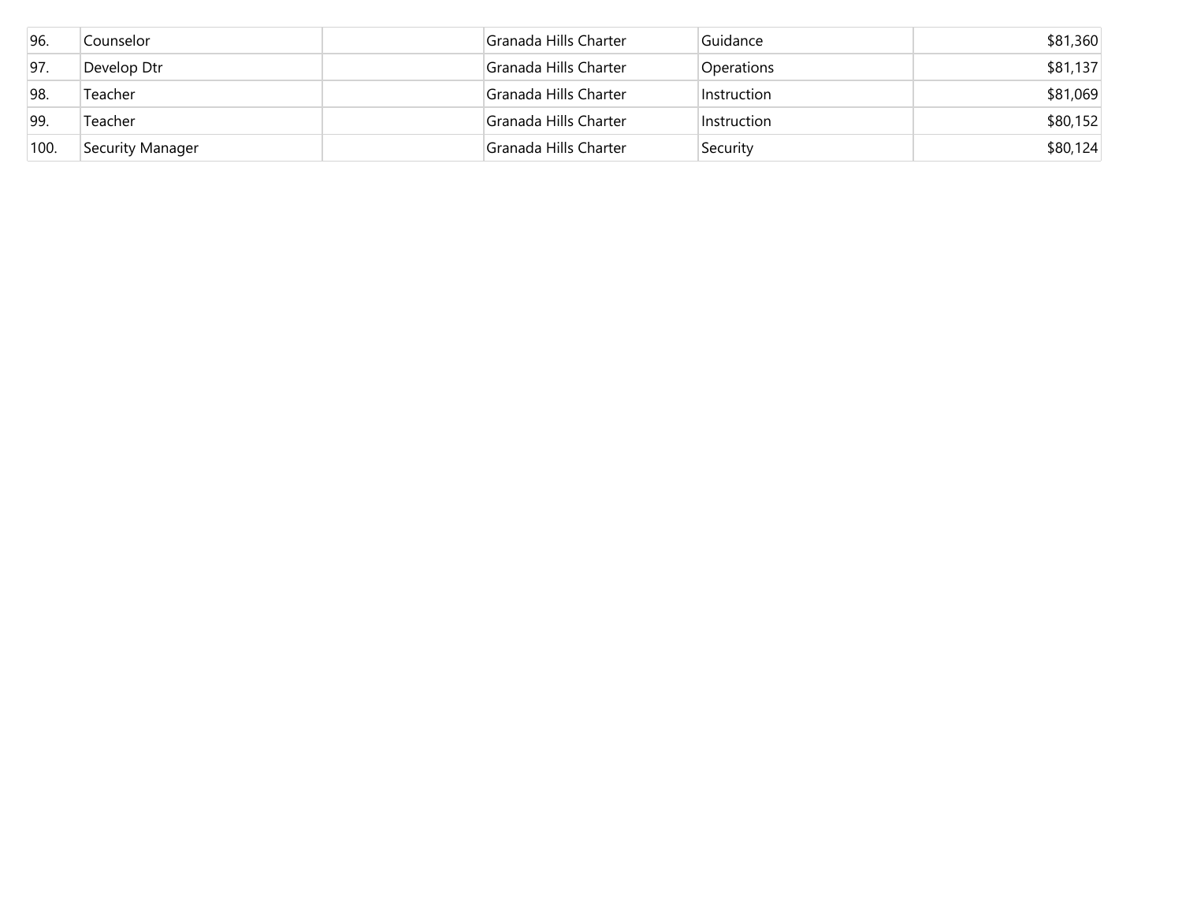| | | | | | |
|---|---|---|---|---|---|
| 96. | Counselor | | Granada Hills Charter | Guidance | $81,360 |
| 97. | Develop Dtr | | Granada Hills Charter | Operations | $81,137 |
| 98. | Teacher | | Granada Hills Charter | Instruction | $81,069 |
| 99. | Teacher | | Granada Hills Charter | Instruction | $80,152 |
| 100. | Security Manager | | Granada Hills Charter | Security | $80,124 |